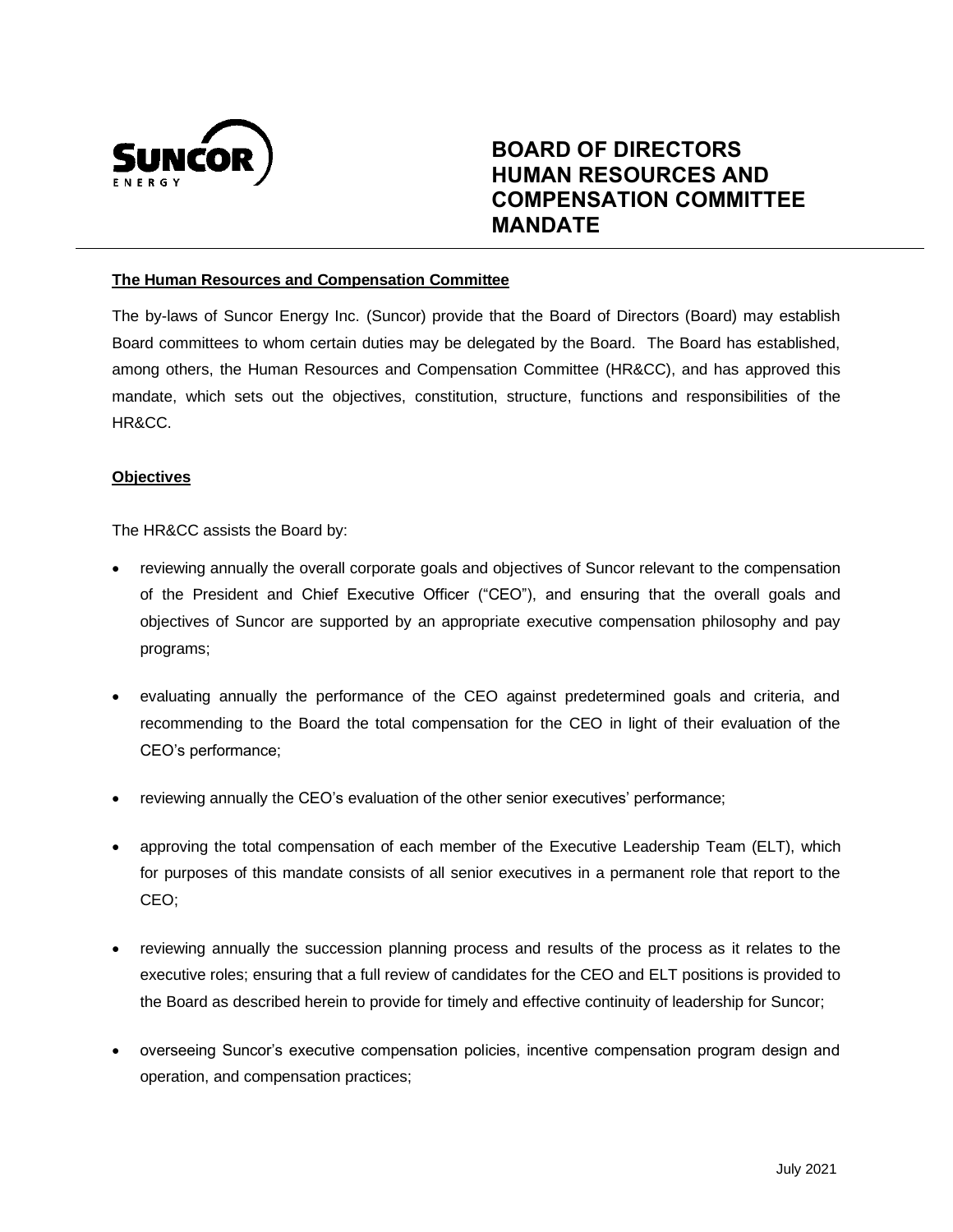# BOARD OF DIRECTORS HUMAN RESOURCES AND COMPENSATION COMMITTEE MANDATE

## The Human Resources and Compensation Committee

The by-laws of Suncor Energy Inc. (Suncor) provide that the Board of Directors (Board) may establish Board committees to whom certain duties may be delegated by the Board. The Board has established, among others, the Human Resources and Compensation Committee (HR&CC), and has approved this mandate, which sets out the objectives, constitution, structure, functions and responsibilities of the HR&CC.

## Objectives

The HR&CC assists the Board by:

- reviewing annually the overall corporate goals and objectives of Suncor relevant to the compensation of the President and Chief Executive Officer ("CEO"), and ensuring that the overall goals and objectives of Suncor are supported by an appropriate executive compensation philosophy and pay programs;
- evaluating annually the performance of the CEO against predetermined goals and criteria, and recommending to the Board the total compensation for the CEO in light of their evaluation of the CEO's performance;
- reviewing annually the CEO's evaluation of the other senior executives' performance;
- approving the total compensation of each member of the Executive Leadership Team (ELT), which for purposes of this mandate consists of all senior executives in a permanent role that report to the CEO;
- reviewing annually the succession planning process and results of the process as it relates to the executive roles; ensuring that a full review of candidates for the CEO and ELT positions is provided to the Board as described herein to provide for timely and effective continuity of leadership for Suncor;
- overseeing Suncor's executive compensation policies, incentive compensation program design and operation, and compensation practices;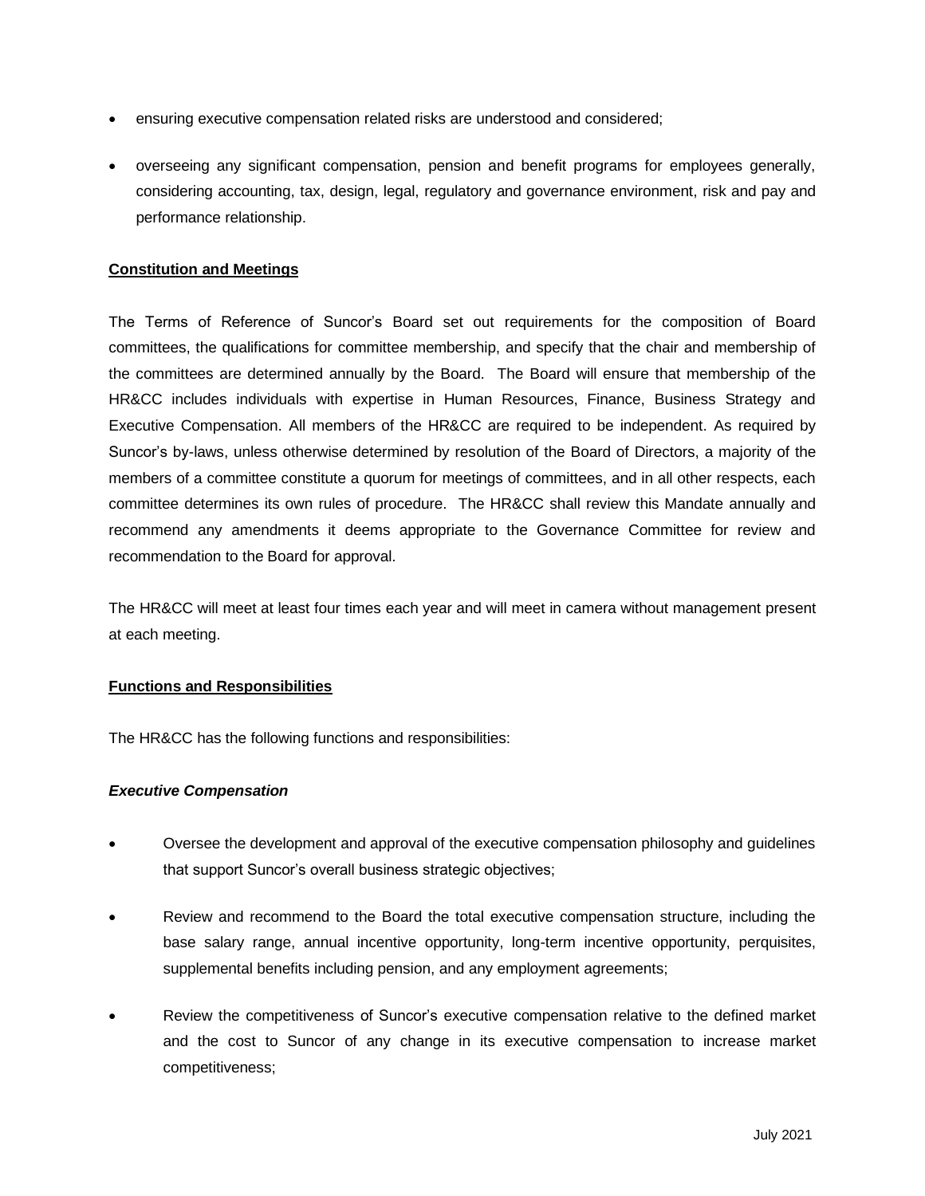- ensuring executive compensation related risks are understood and considered;
- overseeing any significant compensation, pension and benefit programs for employees generally, considering accounting, tax, design, legal, regulatory and governance environment, risk and pay and performance relationship.

**Constitution and Meetings**

The Terms of Reference of Suncor's Board set out requirements for the composition of Board committees, the qualifications for committee membership, and specify that the chair and membership of the committees are determined annually by the Board. The Board will ensure that membership of the HR&CC includes individuals with expertise in Human Resources, Finance, Business Strategy and Executive Compensation. All members of the HR&CC are required to be independent. As required by Suncor's by-laws, unless otherwise determined by resolution of the Board of Directors, a majority of the members of a committee constitute a quorum for meetings of committees, and in all other respects, each committee determines its own rules of procedure. The HR&CC shall review this Mandate annually and recommend any amendments it deems appropriate to the Governance Committee for review and recommendation to the Board for approval.

The HR&CC will meet at least four times each year and will meet in camera without management present at each meeting.

**Functions and Responsibilities**

The HR&CC has the following functions and responsibilities:

***Executive Compensation***

- Oversee the development and approval of the executive compensation philosophy and guidelines that support Suncor's overall business strategic objectives;
- Review and recommend to the Board the total executive compensation structure, including the base salary range, annual incentive opportunity, long-term incentive opportunity, perquisites, supplemental benefits including pension, and any employment agreements;
- Review the competitiveness of Suncor's executive compensation relative to the defined market and the cost to Suncor of any change in its executive compensation to increase market competitiveness;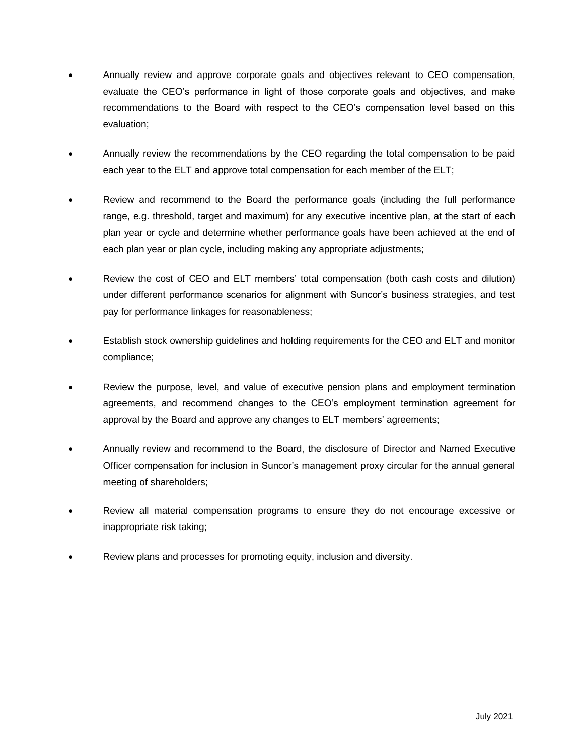- Annually review and approve corporate goals and objectives relevant to CEO compensation, evaluate the CEO's performance in light of those corporate goals and objectives, and make recommendations to the Board with respect to the CEO's compensation level based on this evaluation;

- Annually review the recommendations by the CEO regarding the total compensation to be paid each year to the ELT and approve total compensation for each member of the ELT;

- Review and recommend to the Board the performance goals (including the full performance range, e.g. threshold, target and maximum) for any executive incentive plan, at the start of each plan year or cycle and determine whether performance goals have been achieved at the end of each plan year or plan cycle, including making any appropriate adjustments;

- Review the cost of CEO and ELT members' total compensation (both cash costs and dilution) under different performance scenarios for alignment with Suncor's business strategies, and test pay for performance linkages for reasonableness;

- Establish stock ownership guidelines and holding requirements for the CEO and ELT and monitor compliance;

- Review the purpose, level, and value of executive pension plans and employment termination agreements, and recommend changes to the CEO's employment termination agreement for approval by the Board and approve any changes to ELT members' agreements;

- Annually review and recommend to the Board, the disclosure of Director and Named Executive Officer compensation for inclusion in Suncor's management proxy circular for the annual general meeting of shareholders;

- Review all material compensation programs to ensure they do not encourage excessive or inappropriate risk taking;

- Review plans and processes for promoting equity, inclusion and diversity.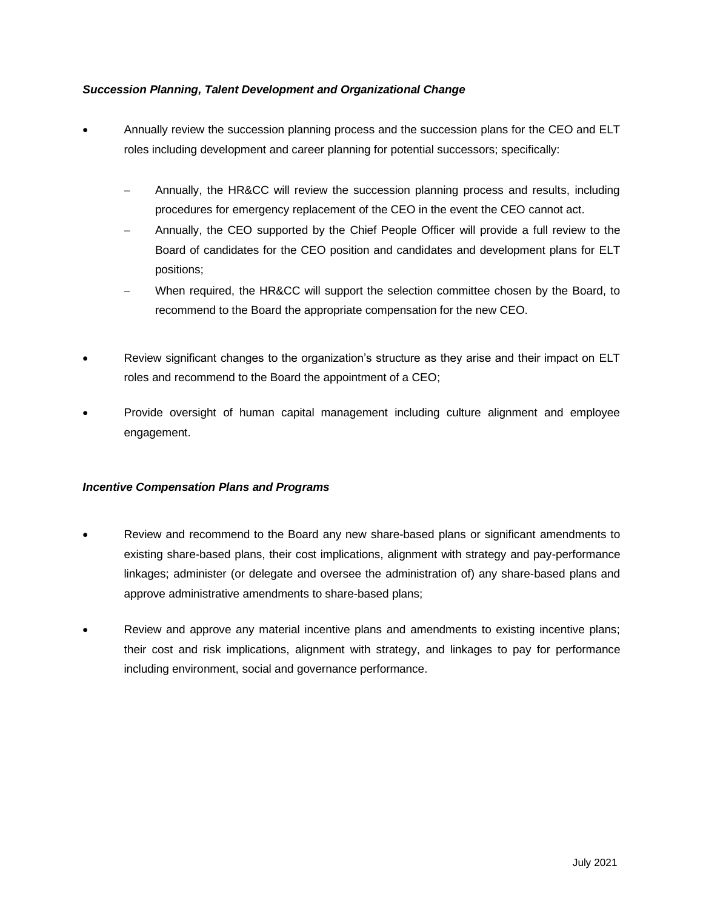***Succession Planning, Talent Development and Organizational Change***

- Annually review the succession planning process and the succession plans for the CEO and ELT roles including development and career planning for potential successors; specifically:
  - Annually, the HR&CC will review the succession planning process and results, including procedures for emergency replacement of the CEO in the event the CEO cannot act.
  - Annually, the CEO supported by the Chief People Officer will provide a full review to the Board of candidates for the CEO position and candidates and development plans for ELT positions;
  - When required, the HR&CC will support the selection committee chosen by the Board, to recommend to the Board the appropriate compensation for the new CEO.
- Review significant changes to the organization's structure as they arise and their impact on ELT roles and recommend to the Board the appointment of a CEO;
- Provide oversight of human capital management including culture alignment and employee engagement.

***Incentive Compensation Plans and Programs***

- Review and recommend to the Board any new share-based plans or significant amendments to existing share-based plans, their cost implications, alignment with strategy and pay-performance linkages; administer (or delegate and oversee the administration of) any share-based plans and approve administrative amendments to share-based plans;
- Review and approve any material incentive plans and amendments to existing incentive plans; their cost and risk implications, alignment with strategy, and linkages to pay for performance including environment, social and governance performance.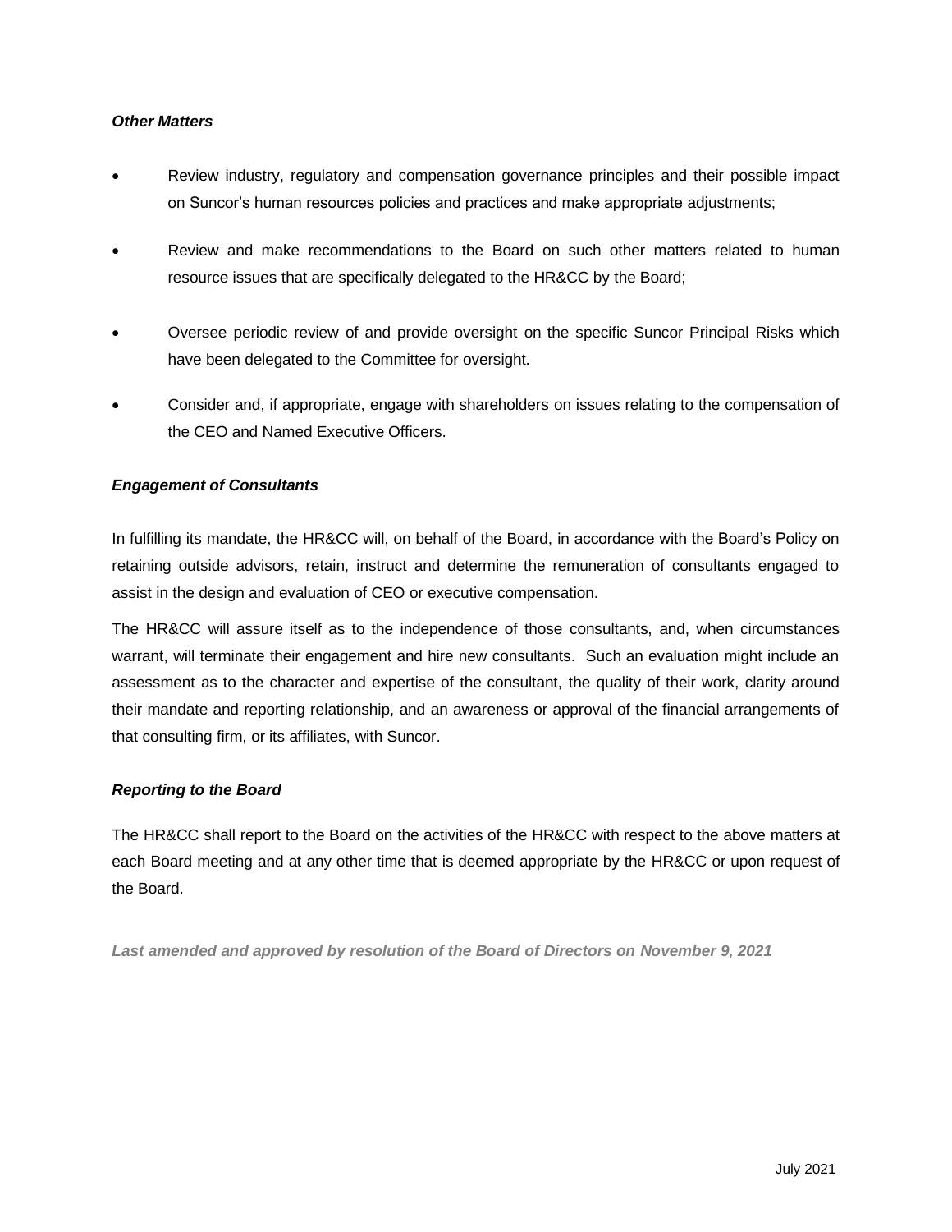***Other Matters***

- Review industry, regulatory and compensation governance principles and their possible impact on Suncor's human resources policies and practices and make appropriate adjustments;
- Review and make recommendations to the Board on such other matters related to human resource issues that are specifically delegated to the HR&CC by the Board;
- Oversee periodic review of and provide oversight on the specific Suncor Principal Risks which have been delegated to the Committee for oversight.
- Consider and, if appropriate, engage with shareholders on issues relating to the compensation of the CEO and Named Executive Officers.

***Engagement of Consultants***

In fulfilling its mandate, the HR&CC will, on behalf of the Board, in accordance with the Board's Policy on retaining outside advisors, retain, instruct and determine the remuneration of consultants engaged to assist in the design and evaluation of CEO or executive compensation.

The HR&CC will assure itself as to the independence of those consultants, and, when circumstances warrant, will terminate their engagement and hire new consultants. Such an evaluation might include an assessment as to the character and expertise of the consultant, the quality of their work, clarity around their mandate and reporting relationship, and an awareness or approval of the financial arrangements of that consulting firm, or its affiliates, with Suncor.

***Reporting to the Board***

The HR&CC shall report to the Board on the activities of the HR&CC with respect to the above matters at each Board meeting and at any other time that is deemed appropriate by the HR&CC or upon request of the Board.

***Last amended and approved by resolution of the Board of Directors on November 9, 2021***